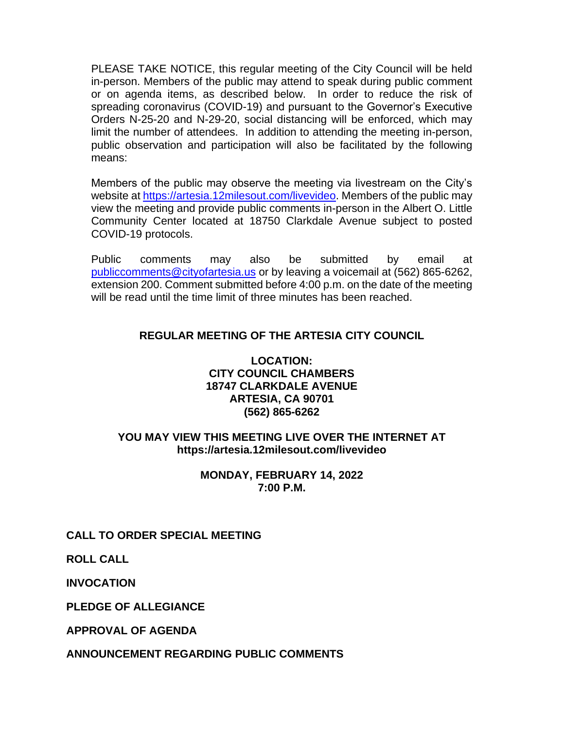PLEASE TAKE NOTICE, this regular meeting of the City Council will be held in-person. Members of the public may attend to speak during public comment or on agenda items, as described below. In order to reduce the risk of spreading coronavirus (COVID-19) and pursuant to the Governor's Executive Orders N-25-20 and N-29-20, social distancing will be enforced, which may limit the number of attendees. In addition to attending the meeting in-person, public observation and participation will also be facilitated by the following means:

Members of the public may observe the meeting via livestream on the City's website at https://artesia.12milesout.com/livevideo. Members of the public may view the meeting and provide public comments in-person in the Albert O. Little Community Center located at 18750 Clarkdale Avenue subject to posted COVID-19 protocols.

Public comments may also be submitted by email at publiccomments@cityofartesia.us or by leaving a voicemail at (562) 865-6262, extension 200. Comment submitted before 4:00 p.m. on the date of the meeting will be read until the time limit of three minutes has been reached.

**REGULAR MEETING OF THE ARTESIA CITY COUNCIL**

**LOCATION:**
**CITY COUNCIL CHAMBERS**
**18747 CLARKDALE AVENUE**
**ARTESIA, CA 90701**
**(562) 865-6262**

**YOU MAY VIEW THIS MEETING LIVE OVER THE INTERNET AT**
**https://artesia.12milesout.com/livevideo**

**MONDAY, FEBRUARY 14, 2022**
**7:00 P.M.**

**CALL TO ORDER SPECIAL MEETING**

**ROLL CALL**

**INVOCATION**

**PLEDGE OF ALLEGIANCE**

**APPROVAL OF AGENDA**

**ANNOUNCEMENT REGARDING PUBLIC COMMENTS**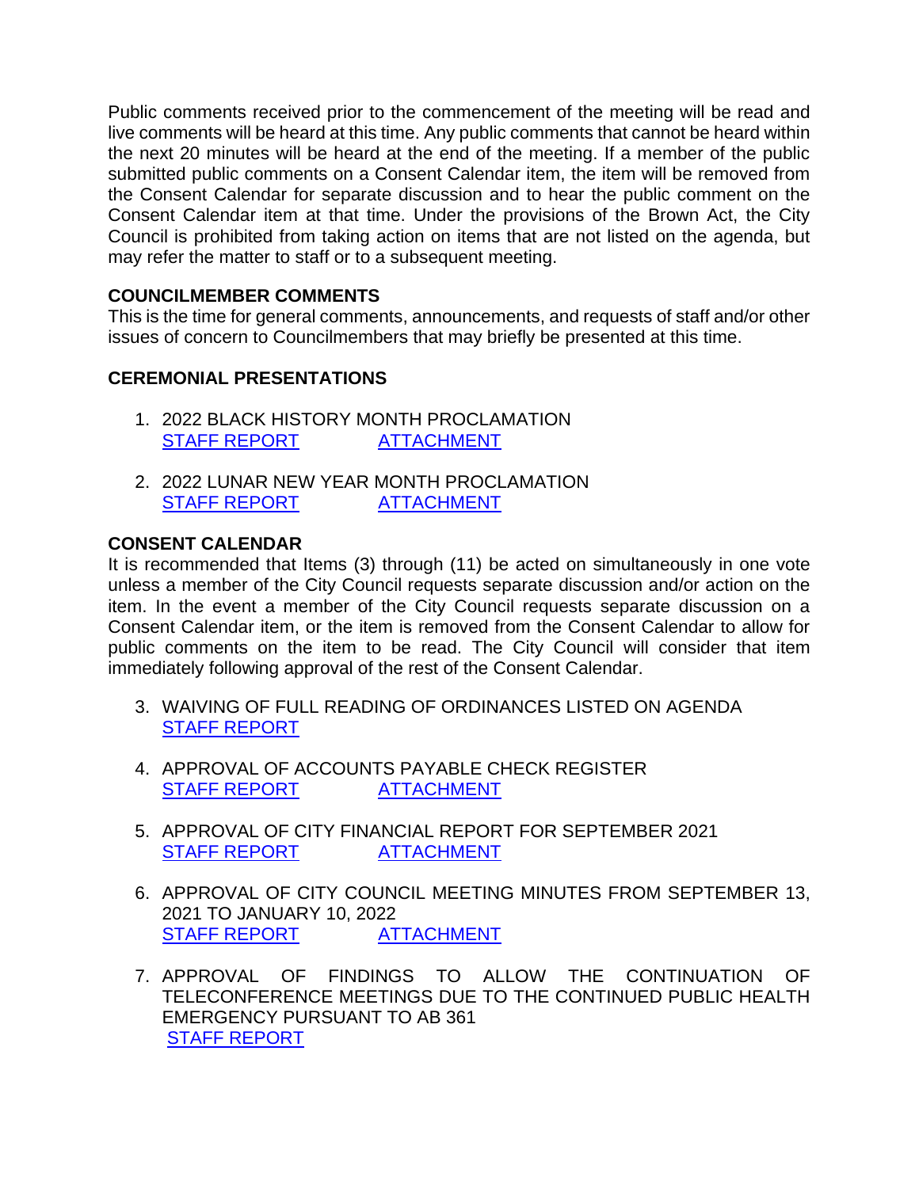Public comments received prior to the commencement of the meeting will be read and live comments will be heard at this time. Any public comments that cannot be heard within the next 20 minutes will be heard at the end of the meeting. If a member of the public submitted public comments on a Consent Calendar item, the item will be removed from the Consent Calendar for separate discussion and to hear the public comment on the Consent Calendar item at that time. Under the provisions of the Brown Act, the City Council is prohibited from taking action on items that are not listed on the agenda, but may refer the matter to staff or to a subsequent meeting.

**COUNCILMEMBER COMMENTS**

This is the time for general comments, announcements, and requests of staff and/or other issues of concern to Councilmembers that may briefly be presented at this time.

**CEREMONIAL PRESENTATIONS**

1. 2022 BLACK HISTORY MONTH PROCLAMATION
   STAFF REPORT ATTACHMENT

2. 2022 LUNAR NEW YEAR MONTH PROCLAMATION
   STAFF REPORT ATTACHMENT

**CONSENT CALENDAR**

It is recommended that Items (3) through (11) be acted on simultaneously in one vote unless a member of the City Council requests separate discussion and/or action on the item. In the event a member of the City Council requests separate discussion on a Consent Calendar item, or the item is removed from the Consent Calendar to allow for public comments on the item to be read. The City Council will consider that item immediately following approval of the rest of the Consent Calendar.

3. WAIVING OF FULL READING OF ORDINANCES LISTED ON AGENDA
   STAFF REPORT

4. APPROVAL OF ACCOUNTS PAYABLE CHECK REGISTER
   STAFF REPORT ATTACHMENT

5. APPROVAL OF CITY FINANCIAL REPORT FOR SEPTEMBER 2021
   STAFF REPORT ATTACHMENT

6. APPROVAL OF CITY COUNCIL MEETING MINUTES FROM SEPTEMBER 13, 2021 TO JANUARY 10, 2022
   STAFF REPORT ATTACHMENT

7. APPROVAL OF FINDINGS TO ALLOW THE CONTINUATION OF TELECONFERENCE MEETINGS DUE TO THE CONTINUED PUBLIC HEALTH EMERGENCY PURSUANT TO AB 361
   STAFF REPORT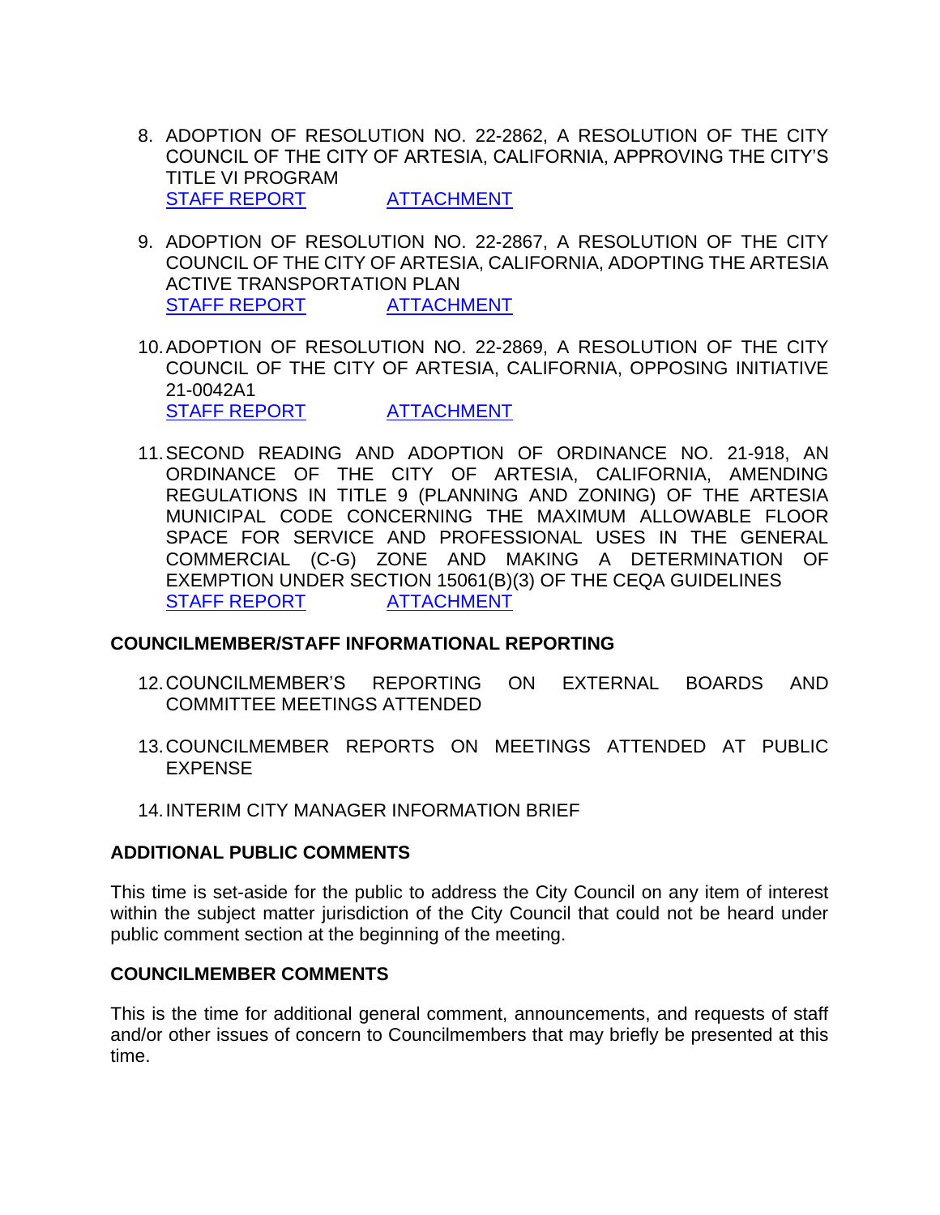8. ADOPTION OF RESOLUTION NO. 22-2862, A RESOLUTION OF THE CITY COUNCIL OF THE CITY OF ARTESIA, CALIFORNIA, APPROVING THE CITY'S TITLE VI PROGRAM
   STAFF REPORT ATTACHMENT

9. ADOPTION OF RESOLUTION NO. 22-2867, A RESOLUTION OF THE CITY COUNCIL OF THE CITY OF ARTESIA, CALIFORNIA, ADOPTING THE ARTESIA ACTIVE TRANSPORTATION PLAN
   STAFF REPORT ATTACHMENT

10. ADOPTION OF RESOLUTION NO. 22-2869, A RESOLUTION OF THE CITY COUNCIL OF THE CITY OF ARTESIA, CALIFORNIA, OPPOSING INITIATIVE 21-0042A1
    STAFF REPORT ATTACHMENT

11. SECOND READING AND ADOPTION OF ORDINANCE NO. 21-918, AN ORDINANCE OF THE CITY OF ARTESIA, CALIFORNIA, AMENDING REGULATIONS IN TITLE 9 (PLANNING AND ZONING) OF THE ARTESIA MUNICIPAL CODE CONCERNING THE MAXIMUM ALLOWABLE FLOOR SPACE FOR SERVICE AND PROFESSIONAL USES IN THE GENERAL COMMERCIAL (C-G) ZONE AND MAKING A DETERMINATION OF EXEMPTION UNDER SECTION 15061(B)(3) OF THE CEQA GUIDELINES
    STAFF REPORT ATTACHMENT

**COUNCILMEMBER/STAFF INFORMATIONAL REPORTING**

12. COUNCILMEMBER'S REPORTING ON EXTERNAL BOARDS AND COMMITTEE MEETINGS ATTENDED

13. COUNCILMEMBER REPORTS ON MEETINGS ATTENDED AT PUBLIC EXPENSE

14. INTERIM CITY MANAGER INFORMATION BRIEF

**ADDITIONAL PUBLIC COMMENTS**

This time is set-aside for the public to address the City Council on any item of interest within the subject matter jurisdiction of the City Council that could not be heard under public comment section at the beginning of the meeting.

**COUNCILMEMBER COMMENTS**

This is the time for additional general comment, announcements, and requests of staff and/or other issues of concern to Councilmembers that may briefly be presented at this time.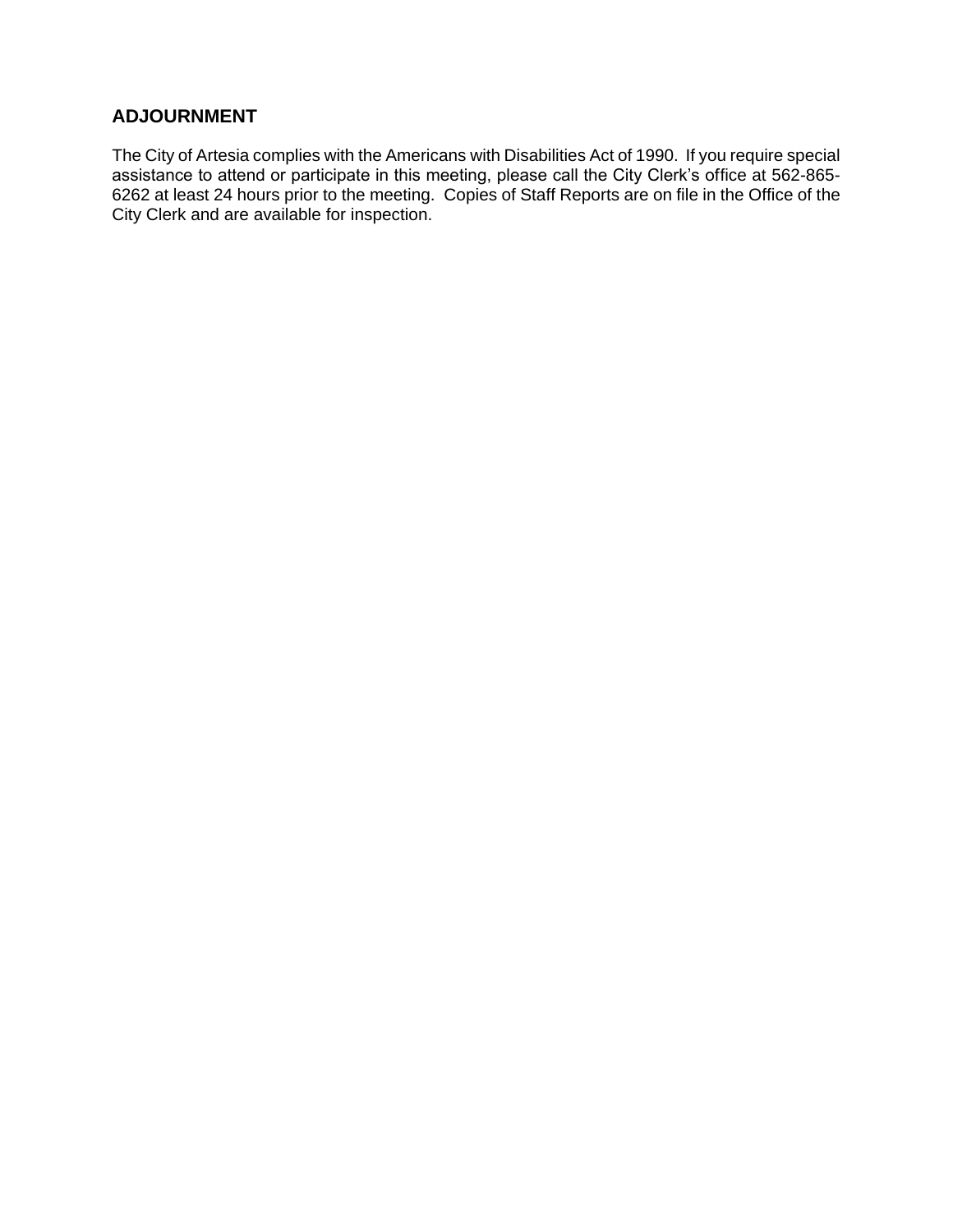## ADJOURNMENT

The City of Artesia complies with the Americans with Disabilities Act of 1990. If you require special assistance to attend or participate in this meeting, please call the City Clerk's office at 562-865-6262 at least 24 hours prior to the meeting. Copies of Staff Reports are on file in the Office of the City Clerk and are available for inspection.